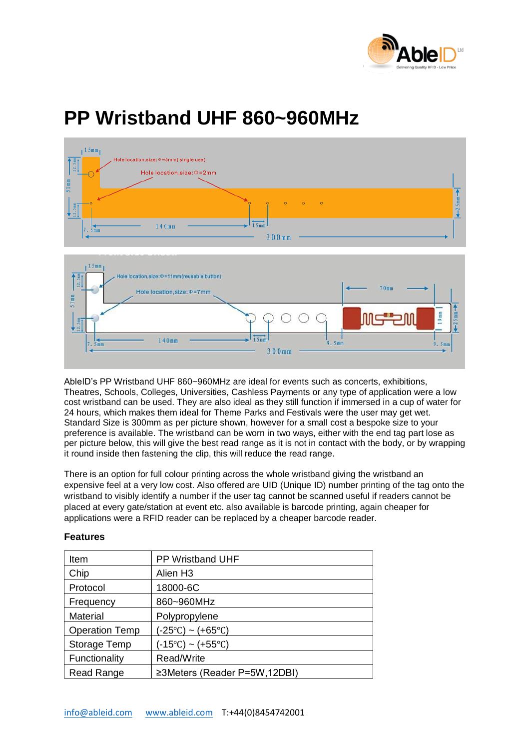# PP Wristband UHF 860~960MHz

AbleID's PP Wristband UHF 860~960MHz are ideal for events such as concerts, exhibitions, Theatres, Schools, Colleges, Universities, Cashless Payments or any type of application were a low cost wristband can be used. They are also ideal as they still function if immersed in a cup of water for 24 hours, which makes them ideal for Theme Parks and Festivals were the user may get wet. Standard Size is 300mm as per picture shown, however for a small cost a bespoke size to your preference is available. The wristband can be worn in two ways, either with the end tag part lose as per picture below, this will give the best read range as it is not in contact with the body, or by wrapping it round inside then fastening the clip, this will reduce the read range.

There is an option for full colour printing across the whole wristband giving the wristband an expensive feel at a very low cost. Also offered are UID (Unique ID) number printing of the tag onto the wristband to visibly identify a number if the user tag cannot be scanned useful if readers cannot be placed at every gate/station at event etc. also available is barcode printing, again cheaper for applications were a RFID reader can be replaced by a cheaper barcode reader.

### Features

| Item | PP Wristband UHF |
|---|---|
| Chip | Alien H3 |
| Protocol | 18000-6C |
| Frequency | 860~960MHz |
| Material | Polypropylene |
| Operation Temp | (-25℃) ~ (+65℃) |
| Storage Temp | (-15℃) ~ (+55℃) |
| Functionality | Read/Write |
| Read Range | ≥3Meters (Reader P=5W,12DBI) |

info@ableid.com www.ableid.com T:+44(0)8454742001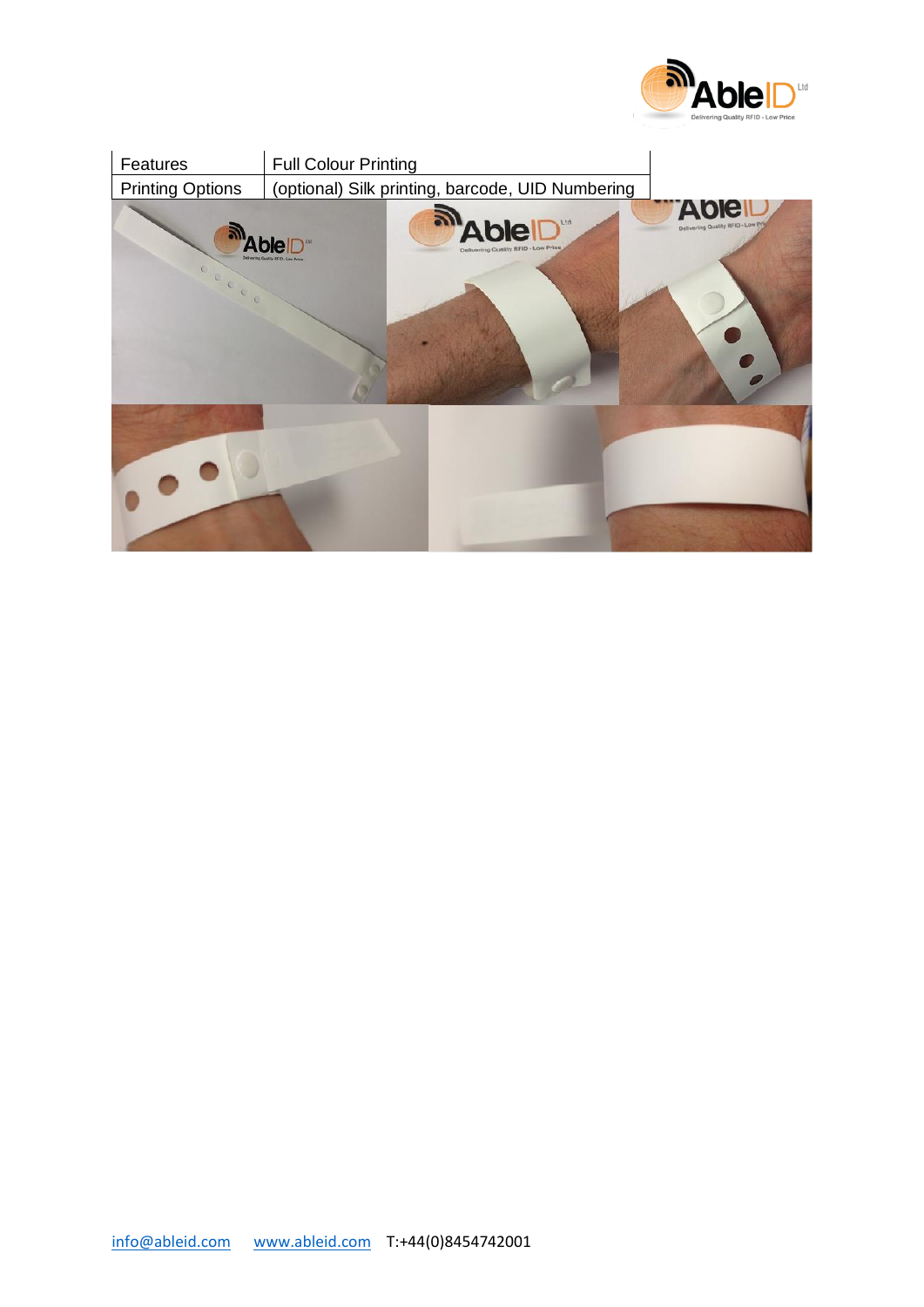| | |
|---|---|
| Features | Full Colour Printing |
| Printing Options | (optional) Silk printing, barcode, UID Numbering |

info@ableid.com www.ableid.com T:+44(0)8454742001